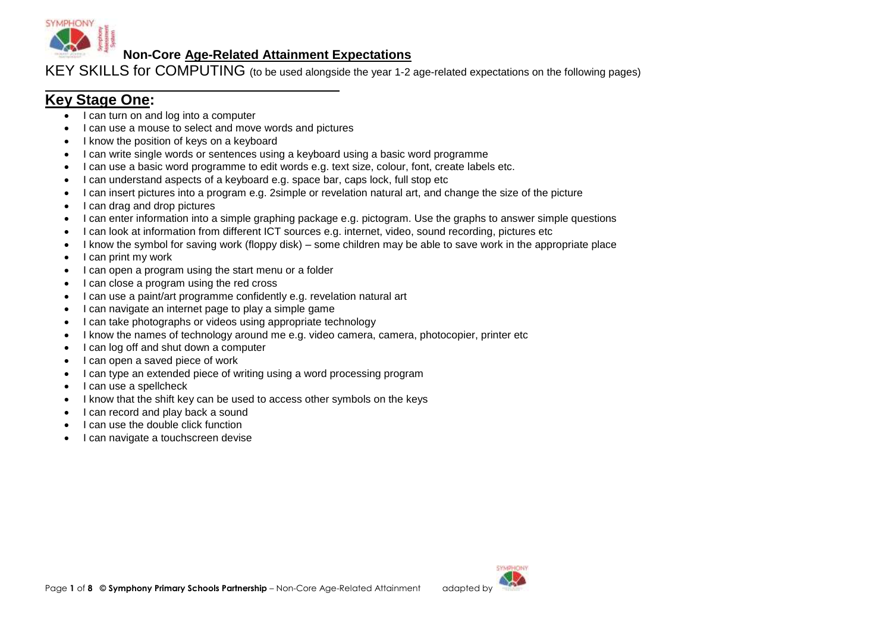## Non-Core Age-Related Attainment Expectations

KEY SKILLS for COMPUTING (to be used alongside the year 1-2 age-related expectations on the following pages)

### Key Stage One:

- I can turn on and log into a computer
- I can use a mouse to select and move words and pictures
- I know the position of keys on a keyboard
- I can write single words or sentences using a keyboard using a basic word programme
- I can use a basic word programme to edit words e.g. text size, colour, font, create labels etc.
- I can understand aspects of a keyboard e.g. space bar, caps lock, full stop etc
- I can insert pictures into a program e.g. 2simple or revelation natural art, and change the size of the picture
- I can drag and drop pictures
- I can enter information into a simple graphing package e.g. pictogram. Use the graphs to answer simple questions
- I can look at information from different ICT sources e.g. internet, video, sound recording, pictures etc
- I know the symbol for saving work (floppy disk) – some children may be able to save work in the appropriate place
- I can print my work
- I can open a program using the start menu or a folder
- I can close a program using the red cross
- I can use a paint/art programme confidently e.g. revelation natural art
- I can navigate an internet page to play a simple game
- I can take photographs or videos using appropriate technology
- I know the names of technology around me e.g. video camera, camera, photocopier, printer etc
- I can log off and shut down a computer
- I can open a saved piece of work
- I can type an extended piece of writing using a word processing program
- I can use a spellcheck
- I know that the shift key can be used to access other symbols on the keys
- I can record and play back a sound
- I can use the double click function
- I can navigate a touchscreen devise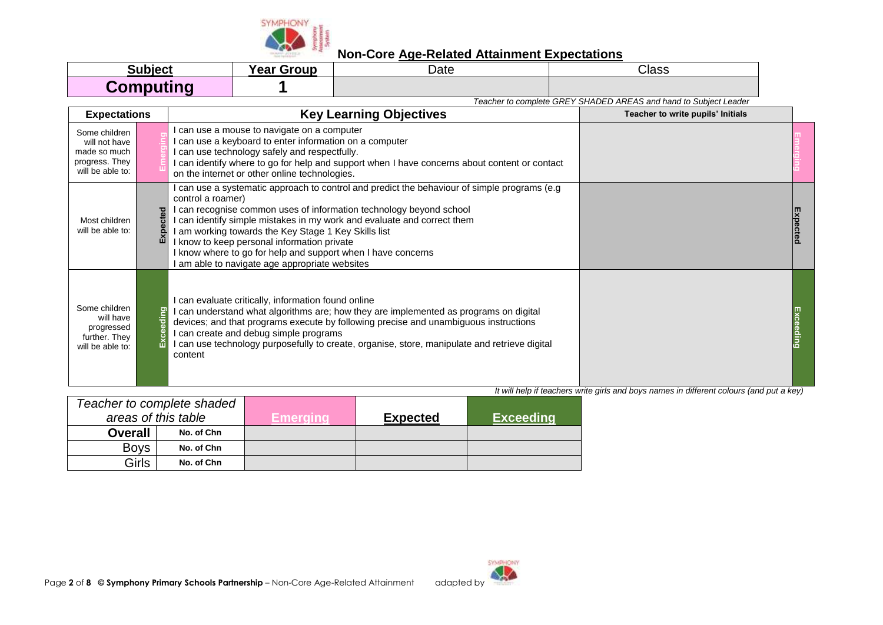## Non-Core Age-Related Attainment Expectations

| Subject | Year Group | Date | Class |
|---|---|---|---|
| **Computing** | **1** | | |

*Teacher to complete GREY SHADED AREAS and hand to Subject Leader*

| Expectations | | Key Learning Objectives | Teacher to write pupils' Initials | |
|---|---|---|---|---|
| Some children will not have made so much progress. They will be able to: | Emerging | I can use a mouse to navigate on a computer<br>I can use a keyboard to enter information on a computer<br>I can use technology safely and respectfully.<br>I can identify where to go for help and support when I have concerns about content or contact on the internet or other online technologies. | | Emerging |
| Most children will be able to: | Expected | I can use a systematic approach to control and predict the behaviour of simple programs (e.g control a roamer)<br>I can recognise common uses of information technology beyond school<br>I can identify simple mistakes in my work and evaluate and correct them<br>I am working towards the Key Stage 1 Key Skills list<br>I know to keep personal information private<br>I know where to go for help and support when I have concerns<br>I am able to navigate age appropriate websites | | Expected |
| Some children will have progressed further. They will be able to: | Exceeding | I can evaluate critically, information found online<br>I can understand what algorithms are; how they are implemented as programs on digital devices; and that programs execute by following precise and unambiguous instructions<br>I can create and debug simple programs<br>I can use technology purposefully to create, organise, store, manipulate and retrieve digital content | | Exceeding |

*It will help if teachers write girls and boys names in different colours (and put a key)*

| *Teacher to complete shaded areas of this table* | | **Emerging** | **Expected** | **Exceeding** |
|---|---|---|---|---|
| **Overall** | **No. of Chn** | | | |
| Boys | **No. of Chn** | | | |
| Girls | **No. of Chn** | | | |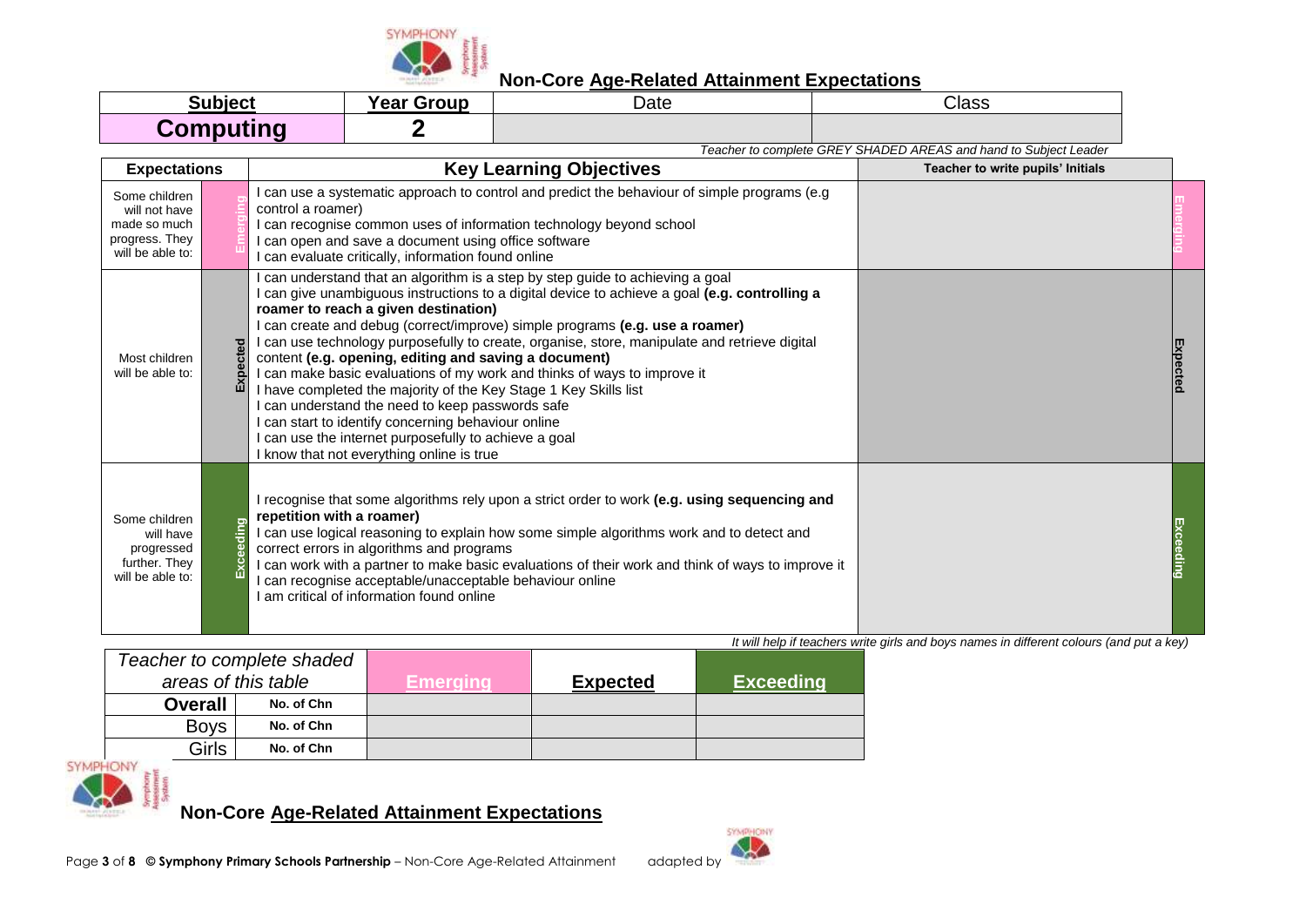## Non-Core Age-Related Attainment Expectations

| Subject | Year Group | Date | Class |
|---|---|---|---|
| **Computing** | **2** | | |

*Teacher to complete GREY SHADED AREAS and hand to Subject Leader*

| Expectations | | Key Learning Objectives | Teacher to write pupils' Initials | |
|---|---|---|---|---|
| Some children will not have made so much progress. They will be able to: | Emerging | I can use a systematic approach to control and predict the behaviour of simple programs (e.g control a roamer)<br>I can recognise common uses of information technology beyond school<br>I can open and save a document using office software<br>I can evaluate critically, information found online | | Emerging |
| Most children will be able to: | Expected | I can understand that an algorithm is a step by step guide to achieving a goal<br>I can give unambiguous instructions to a digital device to achieve a goal **(e.g. controlling a roamer to reach a given destination)**<br>I can create and debug (correct/improve) simple programs **(e.g. use a roamer)**<br>I can use technology purposefully to create, organise, store, manipulate and retrieve digital content **(e.g. opening, editing and saving a document)**<br>I can make basic evaluations of my work and thinks of ways to improve it<br>I have completed the majority of the Key Stage 1 Key Skills list<br>I can understand the need to keep passwords safe<br>I can start to identify concerning behaviour online<br>I can use the internet purposefully to achieve a goal<br>I know that not everything online is true | | Expected |
| Some children will have progressed further. They will be able to: | Exceeding | I recognise that some algorithms rely upon a strict order to work **(e.g. using sequencing and repetition with a roamer)**<br>I can use logical reasoning to explain how some simple algorithms work and to detect and correct errors in algorithms and programs<br>I can work with a partner to make basic evaluations of their work and think of ways to improve it<br>I can recognise acceptable/unacceptable behaviour online<br>I am critical of information found online | | Exceeding |

*It will help if teachers write girls and boys names in different colours (and put a key)*

| *Teacher to complete shaded areas of this table* | | Emerging | Expected | Exceeding |
|---|---|---|---|---|
| **Overall** | **No. of Chn** | | | |
| Boys | **No. of Chn** | | | |
| Girls | **No. of Chn** | | | |

## Non-Core Age-Related Attainment Expectations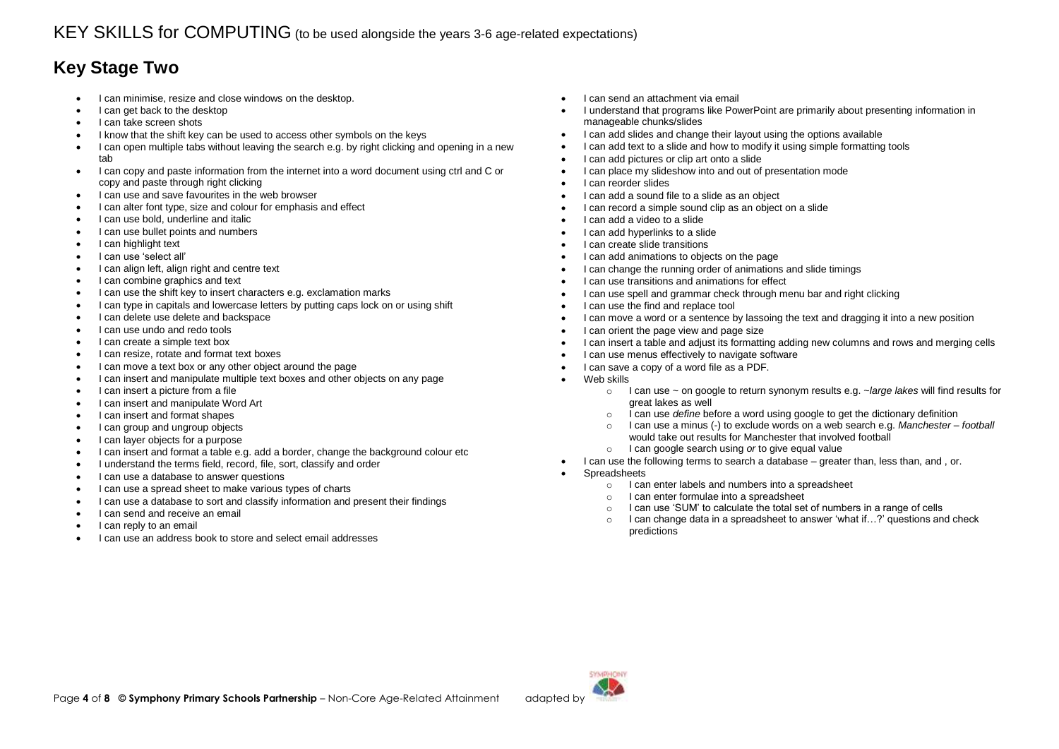KEY SKILLS for COMPUTING (to be used alongside the years 3-6 age-related expectations)

## Key Stage Two

- I can minimise, resize and close windows on the desktop.
- I can get back to the desktop
- I can take screen shots
- I know that the shift key can be used to access other symbols on the keys
- I can open multiple tabs without leaving the search e.g. by right clicking and opening in a new tab
- I can copy and paste information from the internet into a word document using ctrl and C or copy and paste through right clicking
- I can use and save favourites in the web browser
- I can alter font type, size and colour for emphasis and effect
- I can use bold, underline and italic
- I can use bullet points and numbers
- I can highlight text
- I can use 'select all'
- I can align left, align right and centre text
- I can combine graphics and text
- I can use the shift key to insert characters e.g. exclamation marks
- I can type in capitals and lowercase letters by putting caps lock on or using shift
- I can delete use delete and backspace
- I can use undo and redo tools
- I can create a simple text box
- I can resize, rotate and format text boxes
- I can move a text box or any other object around the page
- I can insert and manipulate multiple text boxes and other objects on any page
- I can insert a picture from a file
- I can insert and manipulate Word Art
- I can insert and format shapes
- I can group and ungroup objects
- I can layer objects for a purpose
- I can insert and format a table e.g. add a border, change the background colour etc
- I understand the terms field, record, file, sort, classify and order
- I can use a database to answer questions
- I can use a spread sheet to make various types of charts
- I can use a database to sort and classify information and present their findings
- I can send and receive an email
- I can reply to an email
- I can use an address book to store and select email addresses
- I can send an attachment via email
- I understand that programs like PowerPoint are primarily about presenting information in manageable chunks/slides
- I can add slides and change their layout using the options available
- I can add text to a slide and how to modify it using simple formatting tools
- I can add pictures or clip art onto a slide
- I can place my slideshow into and out of presentation mode
- I can reorder slides
- I can add a sound file to a slide as an object
- I can record a simple sound clip as an object on a slide
- I can add a video to a slide
- I can add hyperlinks to a slide
- I can create slide transitions
- I can add animations to objects on the page
- I can change the running order of animations and slide timings
- I can use transitions and animations for effect
- I can use spell and grammar check through menu bar and right clicking
- I can use the find and replace tool
- I can move a word or a sentence by lassoing the text and dragging it into a new position
- I can orient the page view and page size
- I can insert a table and adjust its formatting adding new columns and rows and merging cells
- I can use menus effectively to navigate software
- I can save a copy of a word file as a PDF.
- Web skills
    - I can use ~ on google to return synonym results e.g. *~large lakes* will find results for great lakes as well
    - I can use *define* before a word using google to get the dictionary definition
    - I can use a minus (-) to exclude words on a web search e.g. *Manchester – football* would take out results for Manchester that involved football
    - I can google search using *or* to give equal value
- I can use the following terms to search a database – greater than, less than, and , or.
- Spreadsheets
    - I can enter labels and numbers into a spreadsheet
    - I can enter formulae into a spreadsheet
    - I can use 'SUM' to calculate the total set of numbers in a range of cells
    - I can change data in a spreadsheet to answer 'what if…?' questions and check predictions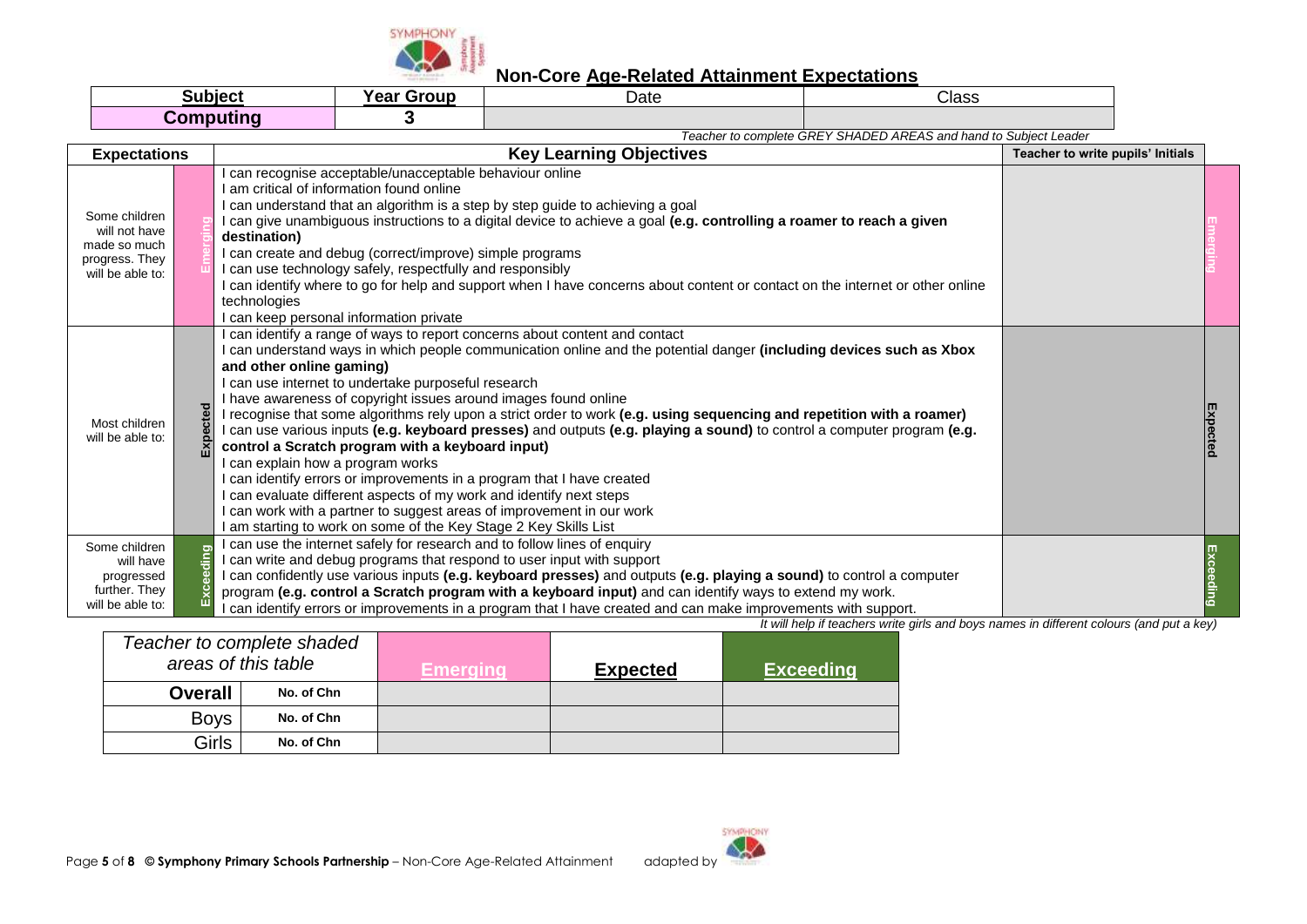## Non-Core Age-Related Attainment Expectations

| Subject | Year Group | Date | Class |
|---|---|---|---|
| **Computing** | **3** | | |

*Teacher to complete GREY SHADED AREAS and hand to Subject Leader*

| Expectations | | Key Learning Objectives | Teacher to write pupils' Initials | |
|---|---|---|---|---|
| Some children will not have made so much progress. They will be able to: | Emerging | I can recognise acceptable/unacceptable behaviour online<br>I am critical of information found online<br>I can understand that an algorithm is a step by step guide to achieving a goal<br>I can give unambiguous instructions to a digital device to achieve a goal **(e.g. controlling a roamer to reach a given destination)**<br>I can create and debug (correct/improve) simple programs<br>I can use technology safely, respectfully and responsibly<br>I can identify where to go for help and support when I have concerns about content or contact on the internet or other online technologies<br>I can keep personal information private | | Emerging |
| Most children will be able to: | Expected | I can identify a range of ways to report concerns about content and contact<br>I can understand ways in which people communication online and the potential danger **(including devices such as Xbox and other online gaming)**<br>I can use internet to undertake purposeful research<br>I have awareness of copyright issues around images found online<br>I recognise that some algorithms rely upon a strict order to work **(e.g. using sequencing and repetition with a roamer)**<br>I can use various inputs **(e.g. keyboard presses)** and outputs **(e.g. playing a sound)** to control a computer program **(e.g. control a Scratch program with a keyboard input)**<br>I can explain how a program works<br>I can identify errors or improvements in a program that I have created<br>I can evaluate different aspects of my work and identify next steps<br>I can work with a partner to suggest areas of improvement in our work<br>I am starting to work on some of the Key Stage 2 Key Skills List | | Expected |
| Some children will have progressed further. They will be able to: | Exceeding | I can use the internet safely for research and to follow lines of enquiry<br>I can write and debug programs that respond to user input with support<br>I can confidently use various inputs **(e.g. keyboard presses)** and outputs **(e.g. playing a sound)** to control a computer program **(e.g. control a Scratch program with a keyboard input)** and can identify ways to extend my work.<br>I can identify errors or improvements in a program that I have created and can make improvements with support. | | Exceeding |

*It will help if teachers write girls and boys names in different colours (and put a key)*

| *Teacher to complete shaded areas of this table* | | Emerging | Expected | Exceeding |
|---|---|---|---|---|
| **Overall** | **No. of Chn** | | | |
| Boys | **No. of Chn** | | | |
| Girls | **No. of Chn** | | | |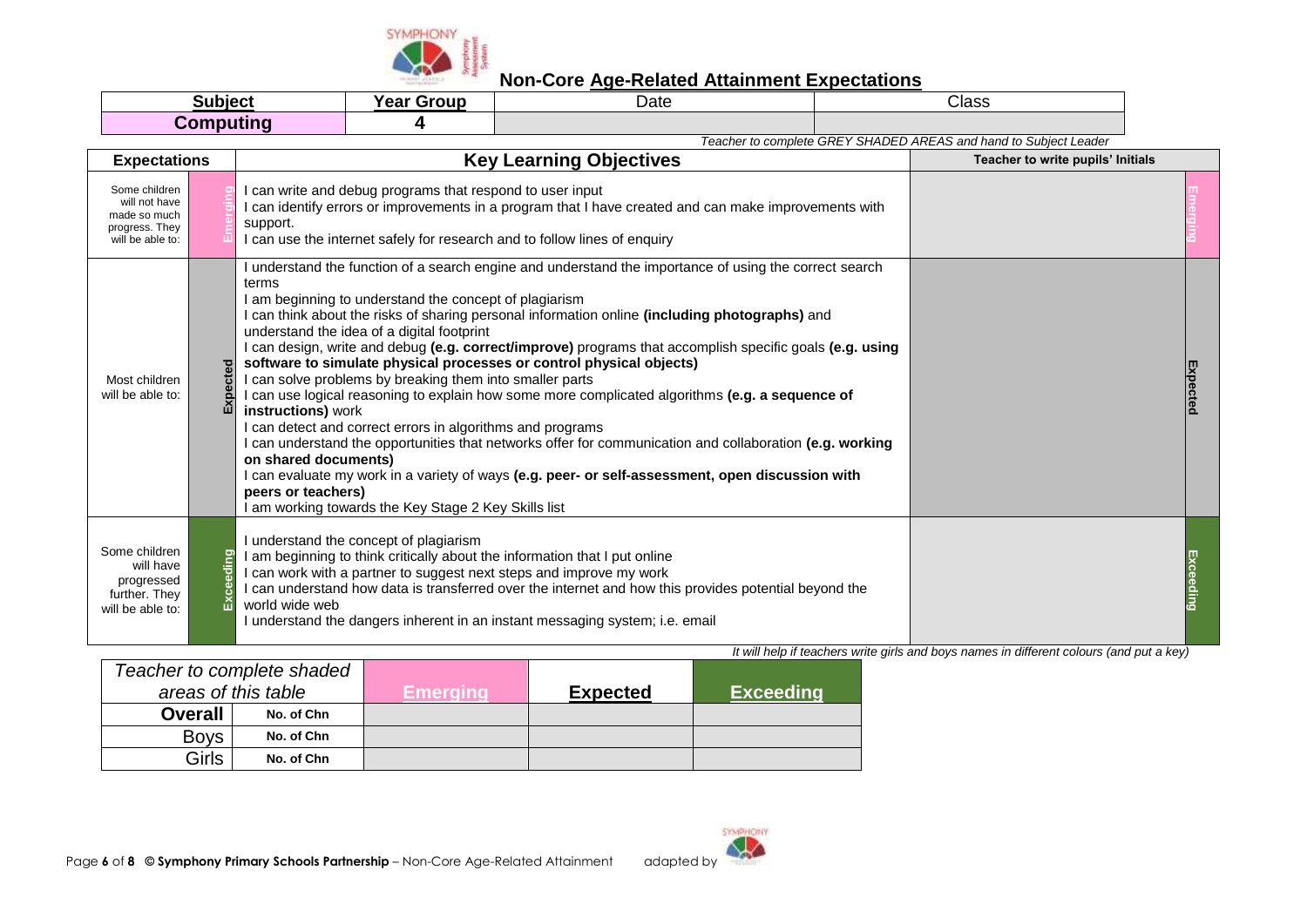## Non-Core Age-Related Attainment Expectations

| Subject | Year Group | Date | Class |
|---|---|---|---|
| **Computing** | **4** | | |

*Teacher to complete GREY SHADED AREAS and hand to Subject Leader*

| Expectations | | Key Learning Objectives | Teacher to write pupils' Initials | |
|---|---|---|---|---|
| Some children will not have made so much progress. They will be able to: | Emerging | I can write and debug programs that respond to user input<br>I can identify errors or improvements in a program that I have created and can make improvements with support.<br>I can use the internet safely for research and to follow lines of enquiry | | Emerging |
| Most children will be able to: | Expected | I understand the function of a search engine and understand the importance of using the correct search terms<br>I am beginning to understand the concept of plagiarism<br>I can think about the risks of sharing personal information online **(including photographs)** and understand the idea of a digital footprint<br>I can design, write and debug **(e.g. correct/improve)** programs that accomplish specific goals **(e.g. using software to simulate physical processes or control physical objects)**<br>I can solve problems by breaking them into smaller parts<br>I can use logical reasoning to explain how some more complicated algorithms **(e.g. a sequence of instructions)** work<br>I can detect and correct errors in algorithms and programs<br>I can understand the opportunities that networks offer for communication and collaboration **(e.g. working on shared documents)**<br>I can evaluate my work in a variety of ways **(e.g. peer- or self-assessment, open discussion with peers or teachers)**<br>I am working towards the Key Stage 2 Key Skills list | | Expected |
| Some children will have progressed further. They will be able to: | Exceeding | I understand the concept of plagiarism<br>I am beginning to think critically about the information that I put online<br>I can work with a partner to suggest next steps and improve my work<br>I can understand how data is transferred over the internet and how this provides potential beyond the world wide web<br>I understand the dangers inherent in an instant messaging system; i.e. email | | Exceeding |

*It will help if teachers write girls and boys names in different colours (and put a key)*

| *Teacher to complete shaded areas of this table* | | Emerging | Expected | Exceeding |
|---|---|---|---|---|
| **Overall** | No. of Chn | | | |
| Boys | No. of Chn | | | |
| Girls | No. of Chn | | | |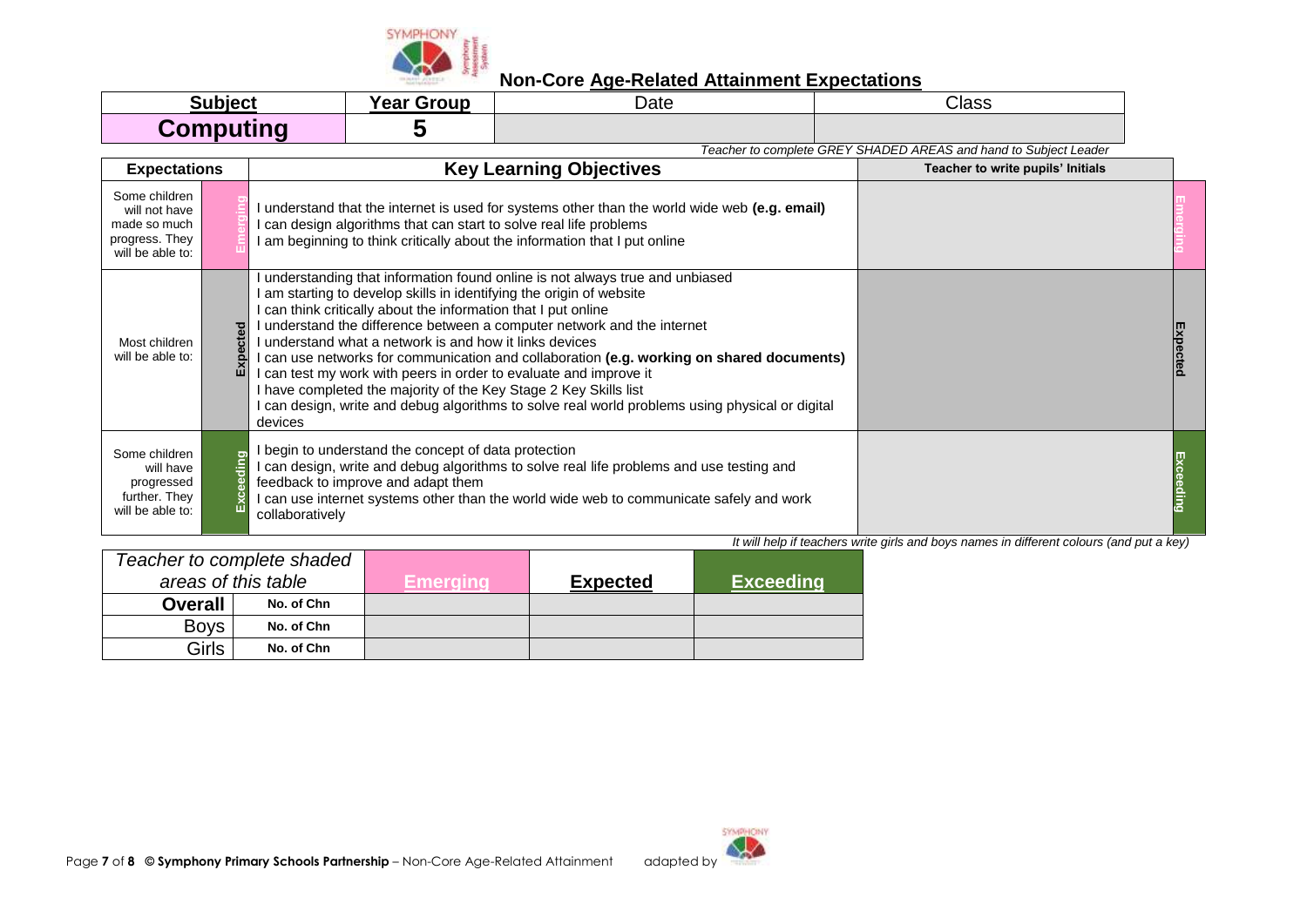## Non-Core Age-Related Attainment Expectations

| Subject | Year Group | Date | Class |
|---|---|---|---|
| **Computing** | **5** | | |

*Teacher to complete GREY SHADED AREAS and hand to Subject Leader*

| Expectations | | Key Learning Objectives | Teacher to write pupils' Initials | |
|---|---|---|---|---|
| Some children will not have made so much progress. They will be able to: | Emerging | I understand that the internet is used for systems other than the world wide web **(e.g. email)**<br>I can design algorithms that can start to solve real life problems<br>I am beginning to think critically about the information that I put online | | Emerging |
| Most children will be able to: | Expected | I understanding that information found online is not always true and unbiased<br>I am starting to develop skills in identifying the origin of website<br>I can think critically about the information that I put online<br>I understand the difference between a computer network and the internet<br>I understand what a network is and how it links devices<br>I can use networks for communication and collaboration **(e.g. working on shared documents)**<br>I can test my work with peers in order to evaluate and improve it<br>I have completed the majority of the Key Stage 2 Key Skills list<br>I can design, write and debug algorithms to solve real world problems using physical or digital devices | | Expected |
| Some children will have progressed further. They will be able to: | Exceeding | I begin to understand the concept of data protection<br>I can design, write and debug algorithms to solve real life problems and use testing and feedback to improve and adapt them<br>I can use internet systems other than the world wide web to communicate safely and work collaboratively | | Exceeding |

*It will help if teachers write girls and boys names in different colours (and put a key)*

| *Teacher to complete shaded areas of this table* | | **Emerging** | **Expected** | **Exceeding** |
|---|---|---|---|---|
| **Overall** | **No. of Chn** | | | |
| Boys | **No. of Chn** | | | |
| Girls | **No. of Chn** | | | |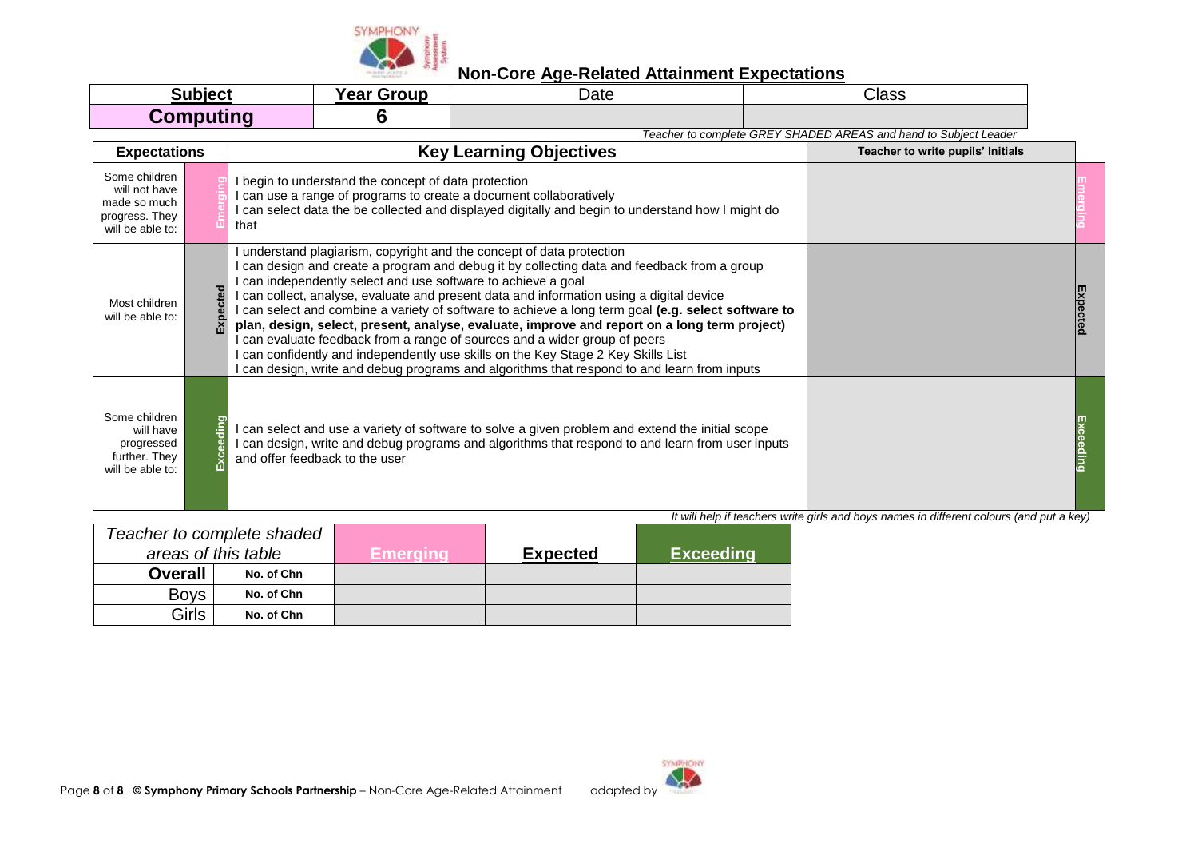## Non-Core Age-Related Attainment Expectations

| Subject | Year Group | Date | Class |
|---|---|---|---|
| **Computing** | **6** | | |

*Teacher to complete GREY SHADED AREAS and hand to Subject Leader*

| Expectations | | Key Learning Objectives | Teacher to write pupils' Initials | |
|---|---|---|---|---|
| Some children will not have made so much progress. They will be able to: | Emerging | I begin to understand the concept of data protection<br>I can use a range of programs to create a document collaboratively<br>I can select data the be collected and displayed digitally and begin to understand how I might do that | | Emerging |
| Most children will be able to: | Expected | I understand plagiarism, copyright and the concept of data protection<br>I can design and create a program and debug it by collecting data and feedback from a group<br>I can independently select and use software to achieve a goal<br>I can collect, analyse, evaluate and present data and information using a digital device<br>I can select and combine a variety of software to achieve a long term goal **(e.g. select software to plan, design, select, present, analyse, evaluate, improve and report on a long term project)**<br>I can evaluate feedback from a range of sources and a wider group of peers<br>I can confidently and independently use skills on the Key Stage 2 Key Skills List<br>I can design, write and debug programs and algorithms that respond to and learn from inputs | | Expected |
| Some children will have progressed further. They will be able to: | Exceeding | I can select and use a variety of software to solve a given problem and extend the initial scope<br>I can design, write and debug programs and algorithms that respond to and learn from user inputs and offer feedback to the user | | Exceeding |

*It will help if teachers write girls and boys names in different colours (and put a key)*

| *Teacher to complete shaded areas of this table* | | Emerging | Expected | Exceeding |
|---|---|---|---|---|
| **Overall** | **No. of Chn** | | | |
| Boys | **No. of Chn** | | | |
| Girls | **No. of Chn** | | | |

© Symphony Primary Schools Partnership – Non-Core Age-Related Attainment adapted by